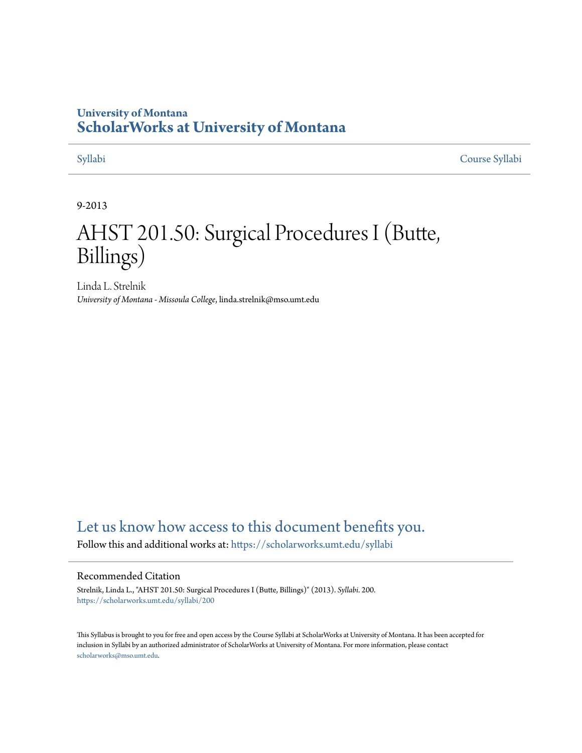University of Montana

# ScholarWorks at University of Montana

Syllabi | Course Syllabi

9-2013

# AHST 201.50: Surgical Procedures I (Butte, Billings)

Linda L. Strelnik

*University of Montana - Missoula College*, linda.strelnik@mso.umt.edu

## Let us know how access to this document benefits you.

Follow this and additional works at: https://scholarworks.umt.edu/syllabi

### Recommended Citation

Strelnik, Linda L., "AHST 201.50: Surgical Procedures I (Butte, Billings)" (2013). *Syllabi*. 200.
https://scholarworks.umt.edu/syllabi/200

This Syllabus is brought to you for free and open access by the Course Syllabi at ScholarWorks at University of Montana. It has been accepted for inclusion in Syllabi by an authorized administrator of ScholarWorks at University of Montana. For more information, please contact scholarworks@mso.umt.edu.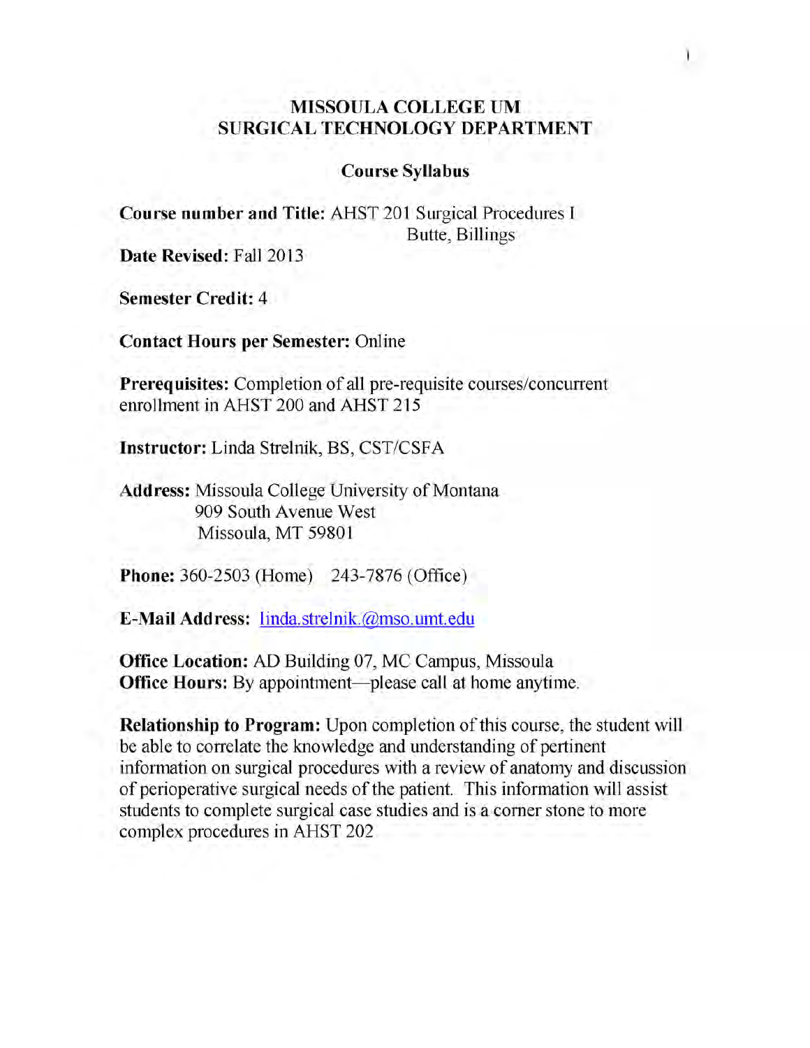# MISSOULA COLLEGE UM
# SURGICAL TECHNOLOGY DEPARTMENT

## Course Syllabus

**Course number and Title:** AHST 201 Surgical Procedures I
Butte, Billings

**Date Revised:** Fall 2013

**Semester Credit:** 4

**Contact Hours per Semester:** Online

**Prerequisites:** Completion of all pre-requisite courses/concurrent enrollment in AHST 200 and AHST 215

**Instructor:** Linda Strelnik, BS, CST/CSFA

**Address:** Missoula College University of Montana
909 South Avenue West
Missoula, MT 59801

**Phone:** 360-2503 (Home) 243-7876 (Office)

**E-Mail Address:** linda.strelnik.@mso.umt.edu

**Office Location:** AD Building 07, MC Campus, Missoula
**Office Hours:** By appointment—please call at home anytime.

**Relationship to Program:** Upon completion of this course, the student will be able to correlate the knowledge and understanding of pertinent information on surgical procedures with a review of anatomy and discussion of perioperative surgical needs of the patient. This information will assist students to complete surgical case studies and is a corner stone to more complex procedures in AHST 202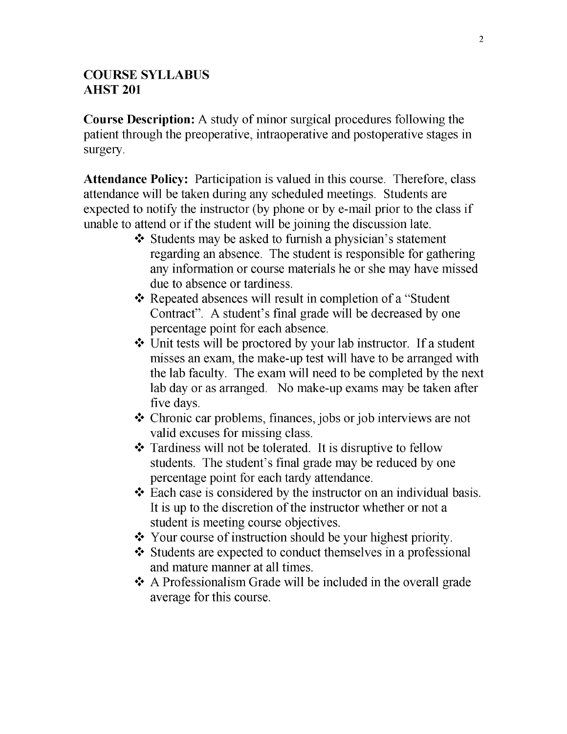## COURSE SYLLABUS
## AHST 201

**Course Description:** A study of minor surgical procedures following the patient through the preoperative, intraoperative and postoperative stages in surgery.

**Attendance Policy:** Participation is valued in this course. Therefore, class attendance will be taken during any scheduled meetings. Students are expected to notify the instructor (by phone or by e-mail prior to the class if unable to attend or if the student will be joining the discussion late.

- Students may be asked to furnish a physician's statement regarding an absence. The student is responsible for gathering any information or course materials he or she may have missed due to absence or tardiness.
- Repeated absences will result in completion of a "Student Contract". A student's final grade will be decreased by one percentage point for each absence.
- Unit tests will be proctored by your lab instructor. If a student misses an exam, the make-up test will have to be arranged with the lab faculty. The exam will need to be completed by the next lab day or as arranged. No make-up exams may be taken after five days.
- Chronic car problems, finances, jobs or job interviews are not valid excuses for missing class.
- Tardiness will not be tolerated. It is disruptive to fellow students. The student's final grade may be reduced by one percentage point for each tardy attendance.
- Each case is considered by the instructor on an individual basis. It is up to the discretion of the instructor whether or not a student is meeting course objectives.
- Your course of instruction should be your highest priority.
- Students are expected to conduct themselves in a professional and mature manner at all times.
- A Professionalism Grade will be included in the overall grade average for this course.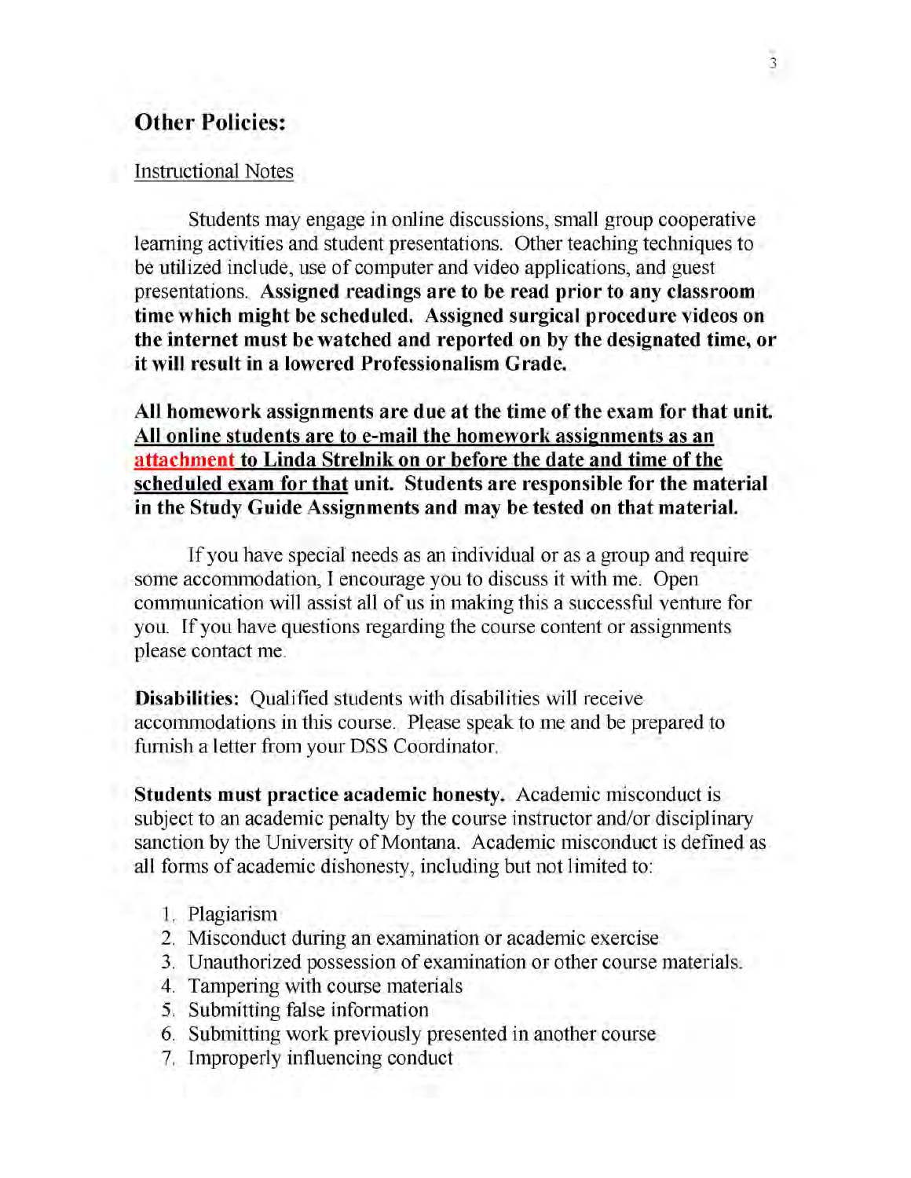## Other Policies:

Instructional Notes

Students may engage in online discussions, small group cooperative learning activities and student presentations. Other teaching techniques to be utilized include, use of computer and video applications, and guest presentations. **Assigned readings are to be read prior to any classroom time which might be scheduled. Assigned surgical procedure videos on the internet must be watched and reported on by the designated time, or it will result in a lowered Professionalism Grade.**

**All homework assignments are due at the time of the exam for that unit. All online students are to e-mail the homework assignments as an attachment to Linda Strelnik on or before the date and time of the scheduled exam for that unit. Students are responsible for the material in the Study Guide Assignments and may be tested on that material.**

If you have special needs as an individual or as a group and require some accommodation, I encourage you to discuss it with me. Open communication will assist all of us in making this a successful venture for you. If you have questions regarding the course content or assignments please contact me.

**Disabilities:** Qualified students with disabilities will receive accommodations in this course. Please speak to me and be prepared to furnish a letter from your DSS Coordinator.

**Students must practice academic honesty.** Academic misconduct is subject to an academic penalty by the course instructor and/or disciplinary sanction by the University of Montana. Academic misconduct is defined as all forms of academic dishonesty, including but not limited to:

1. Plagiarism
2. Misconduct during an examination or academic exercise
3. Unauthorized possession of examination or other course materials.
4. Tampering with course materials
5. Submitting false information
6. Submitting work previously presented in another course
7. Improperly influencing conduct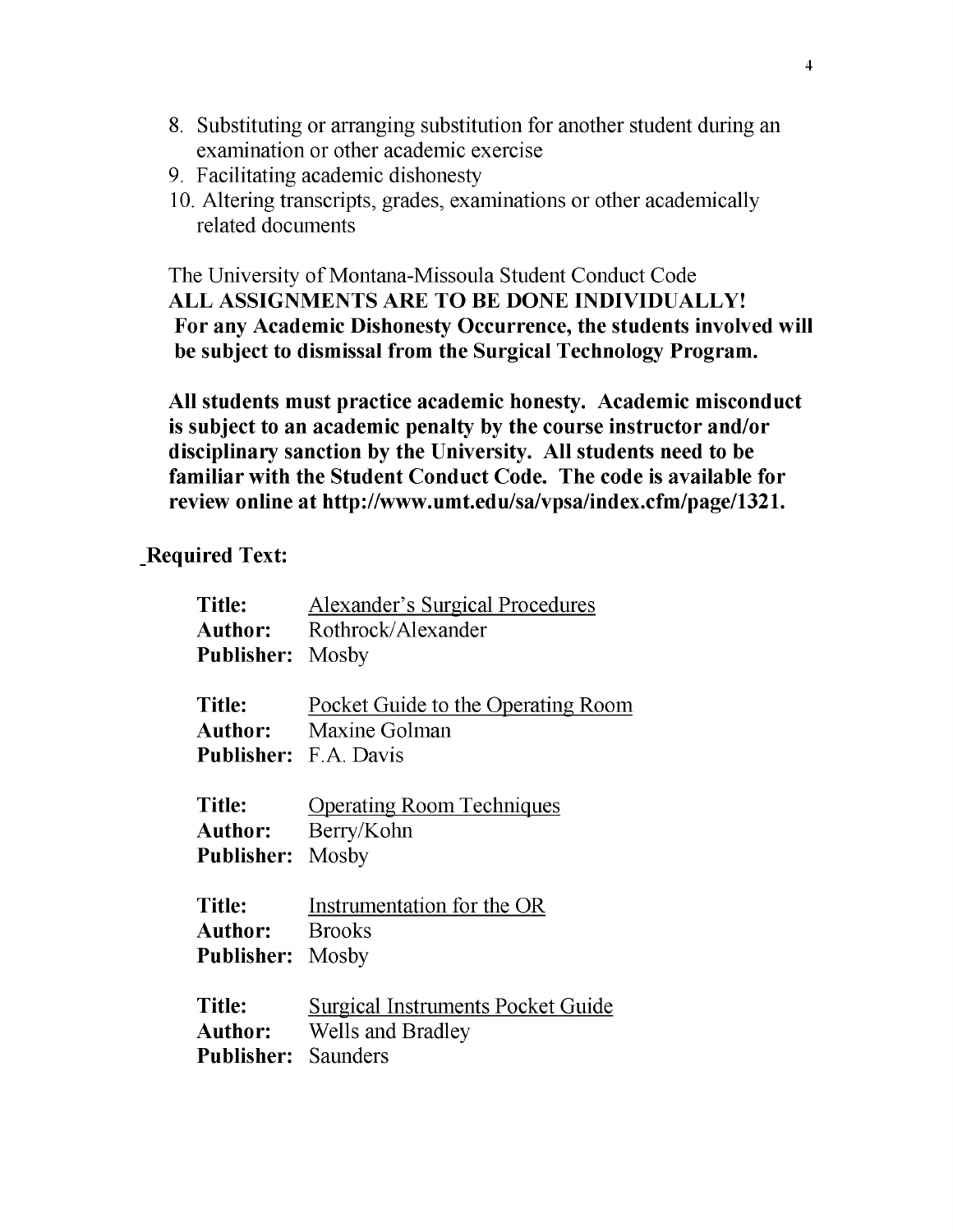8. Substituting or arranging substitution for another student during an examination or other academic exercise
9. Facilitating academic dishonesty
10. Altering transcripts, grades, examinations or other academically related documents

The University of Montana-Missoula Student Conduct Code
**ALL ASSIGNMENTS ARE TO BE DONE INDIVIDUALLY!**
**For any Academic Dishonesty Occurrence, the students involved will be subject to dismissal from the Surgical Technology Program.**

**All students must practice academic honesty. Academic misconduct is subject to an academic penalty by the course instructor and/or disciplinary sanction by the University. All students need to be familiar with the Student Conduct Code. The code is available for review online at http://www.umt.edu/sa/vpsa/index.cfm/page/1321.**

**Required Text:**

**Title:** Alexander's Surgical Procedures
**Author:** Rothrock/Alexander
**Publisher:** Mosby

**Title:** Pocket Guide to the Operating Room
**Author:** Maxine Golman
**Publisher:** F.A. Davis

**Title:** Operating Room Techniques
**Author:** Berry/Kohn
**Publisher:** Mosby

**Title:** Instrumentation for the OR
**Author:** Brooks
**Publisher:** Mosby

**Title:** Surgical Instruments Pocket Guide
**Author:** Wells and Bradley
**Publisher:** Saunders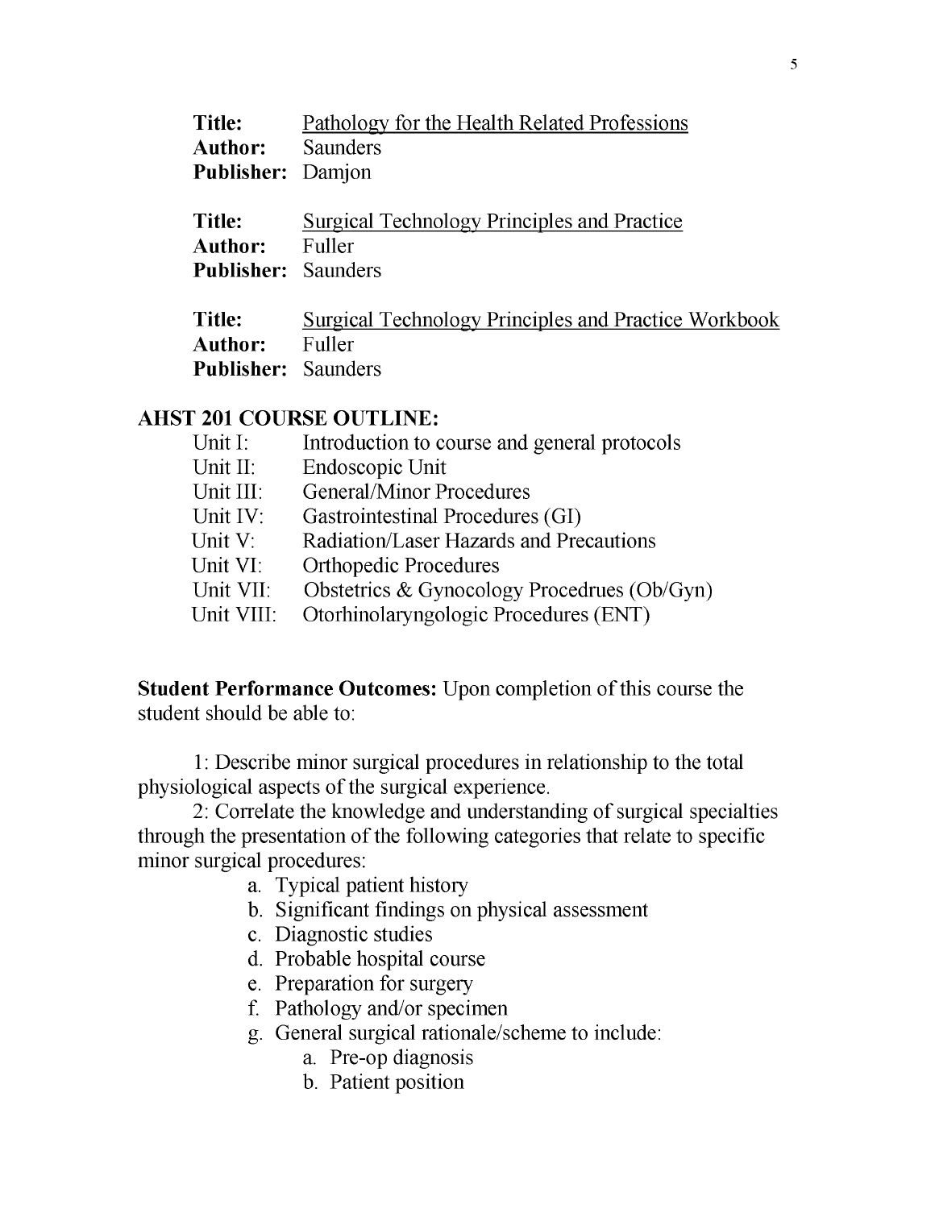**Title:** Pathology for the Health Related Professions
**Author:** Saunders
**Publisher:** Damjon

**Title:** Surgical Technology Principles and Practice
**Author:** Fuller
**Publisher:** Saunders

**Title:** Surgical Technology Principles and Practice Workbook
**Author:** Fuller
**Publisher:** Saunders

## AHST 201 COURSE OUTLINE:

- Unit I: Introduction to course and general protocols
- Unit II: Endoscopic Unit
- Unit III: General/Minor Procedures
- Unit IV: Gastrointestinal Procedures (GI)
- Unit V: Radiation/Laser Hazards and Precautions
- Unit VI: Orthopedic Procedures
- Unit VII: Obstetrics & Gynocology Procedrues (Ob/Gyn)
- Unit VIII: Otorhinolaryngologic Procedures (ENT)

**Student Performance Outcomes:** Upon completion of this course the student should be able to:

1: Describe minor surgical procedures in relationship to the total physiological aspects of the surgical experience.

2: Correlate the knowledge and understanding of surgical specialties through the presentation of the following categories that relate to specific minor surgical procedures:

a. Typical patient history
b. Significant findings on physical assessment
c. Diagnostic studies
d. Probable hospital course
e. Preparation for surgery
f. Pathology and/or specimen
g. General surgical rationale/scheme to include:
    a. Pre-op diagnosis
    b. Patient position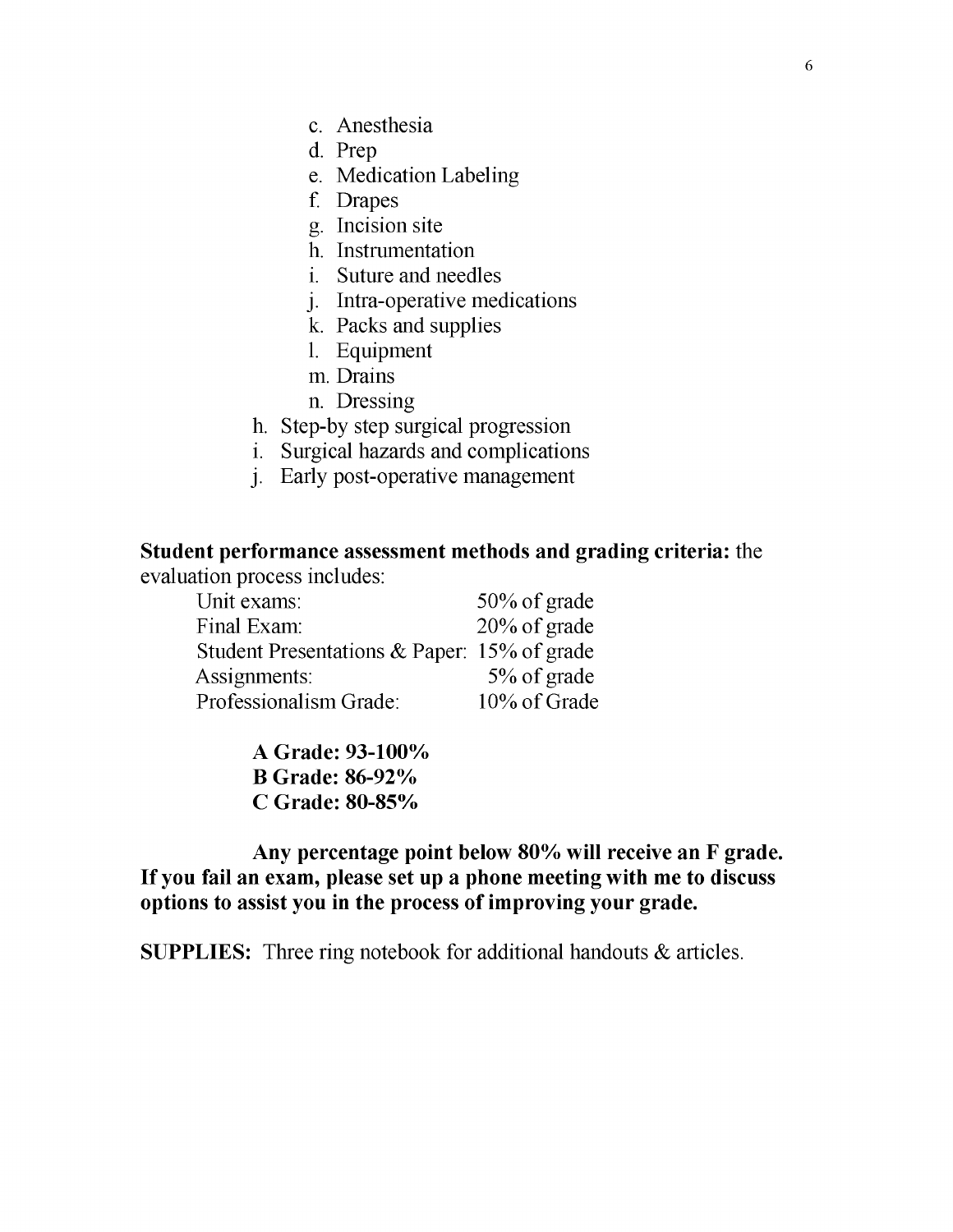c. Anesthesia
   d. Prep
   e. Medication Labeling
   f. Drapes
   g. Incision site
   h. Instrumentation
   i. Suture and needles
   j. Intra-operative medications
   k. Packs and supplies
   l. Equipment
   m. Drains
   n. Dressing

h. Step-by step surgical progression
i. Surgical hazards and complications
j. Early post-operative management

**Student performance assessment methods and grading criteria:** the evaluation process includes:

| | |
|---|---|
| Unit exams: | 50% of grade |
| Final Exam: | 20% of grade |
| Student Presentations & Paper: | 15% of grade |
| Assignments: | 5% of grade |
| Professionalism Grade: | 10% of Grade |

**A Grade: 93-100%**
**B Grade: 86-92%**
**C Grade: 80-85%**

**Any percentage point below 80% will receive an F grade. If you fail an exam, please set up a phone meeting with me to discuss options to assist you in the process of improving your grade.**

**SUPPLIES:** Three ring notebook for additional handouts & articles.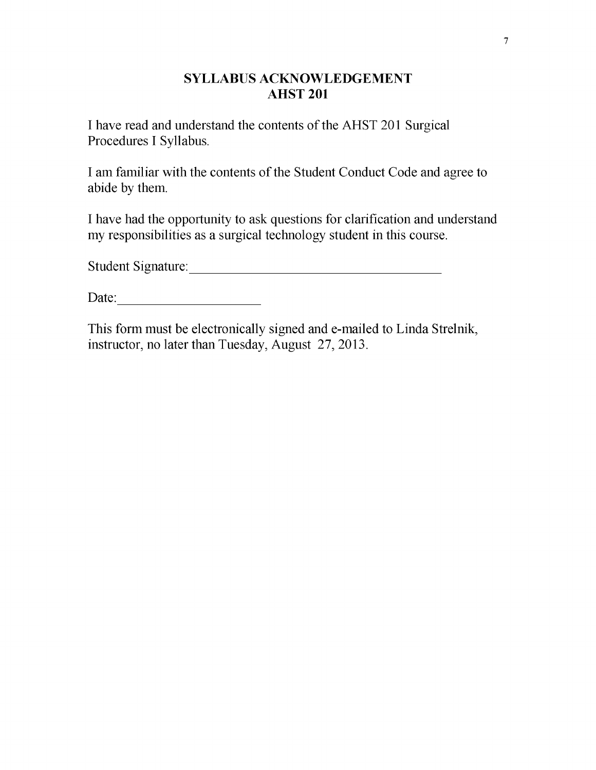# SYLLABUS ACKNOWLEDGEMENT
# AHST 201

I have read and understand the contents of the AHST 201 Surgical Procedures I Syllabus.

I am familiar with the contents of the Student Conduct Code and agree to abide by them.

I have had the opportunity to ask questions for clarification and understand my responsibilities as a surgical technology student in this course.

Student Signature:_____________________________________

Date:_____________________

This form must be electronically signed and e-mailed to Linda Strelnik, instructor, no later than Tuesday, August 27, 2013.